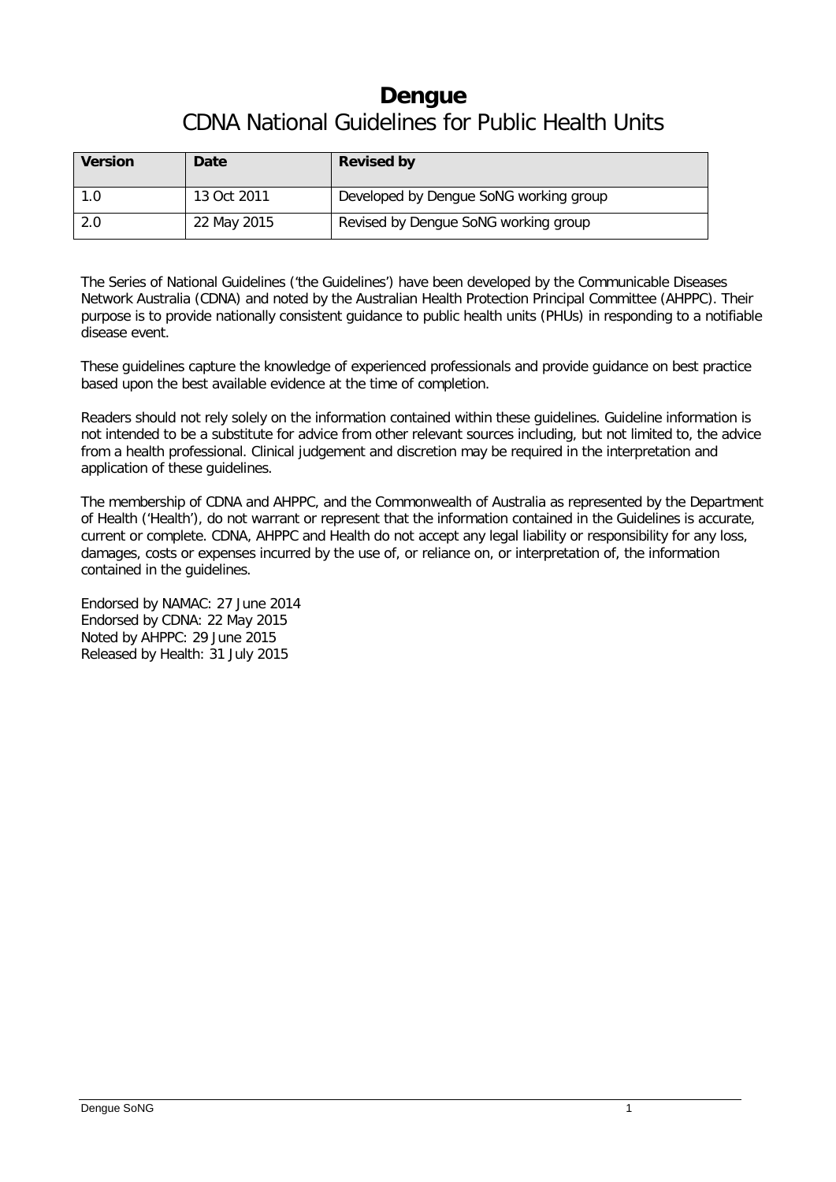# Dengue

## CDNA National Guidelines for Public Health Units

| Version | Date | Revised by |
| --- | --- | --- |
| 1.0 | 13 Oct 2011 | Developed by Dengue SoNG working group |
| 2.0 | 22 May 2015 | Revised by Dengue SoNG working group |

The Series of National Guidelines ('the Guidelines') have been developed by the Communicable Diseases Network Australia (CDNA) and noted by the Australian Health Protection Principal Committee (AHPPC). Their purpose is to provide nationally consistent guidance to public health units (PHUs) in responding to a notifiable disease event.

These guidelines capture the knowledge of experienced professionals and provide guidance on best practice based upon the best available evidence at the time of completion.

Readers should not rely solely on the information contained within these guidelines. Guideline information is not intended to be a substitute for advice from other relevant sources including, but not limited to, the advice from a health professional. Clinical judgement and discretion may be required in the interpretation and application of these guidelines.

The membership of CDNA and AHPPC, and the Commonwealth of Australia as represented by the Department of Health ('Health'), do not warrant or represent that the information contained in the Guidelines is accurate, current or complete. CDNA, AHPPC and Health do not accept any legal liability or responsibility for any loss, damages, costs or expenses incurred by the use of, or reliance on, or interpretation of, the information contained in the guidelines.

Endorsed by NAMAC: 27 June 2014
Endorsed by CDNA: 22 May 2015
Noted by AHPPC: 29 June 2015
Released by Health: 31 July 2015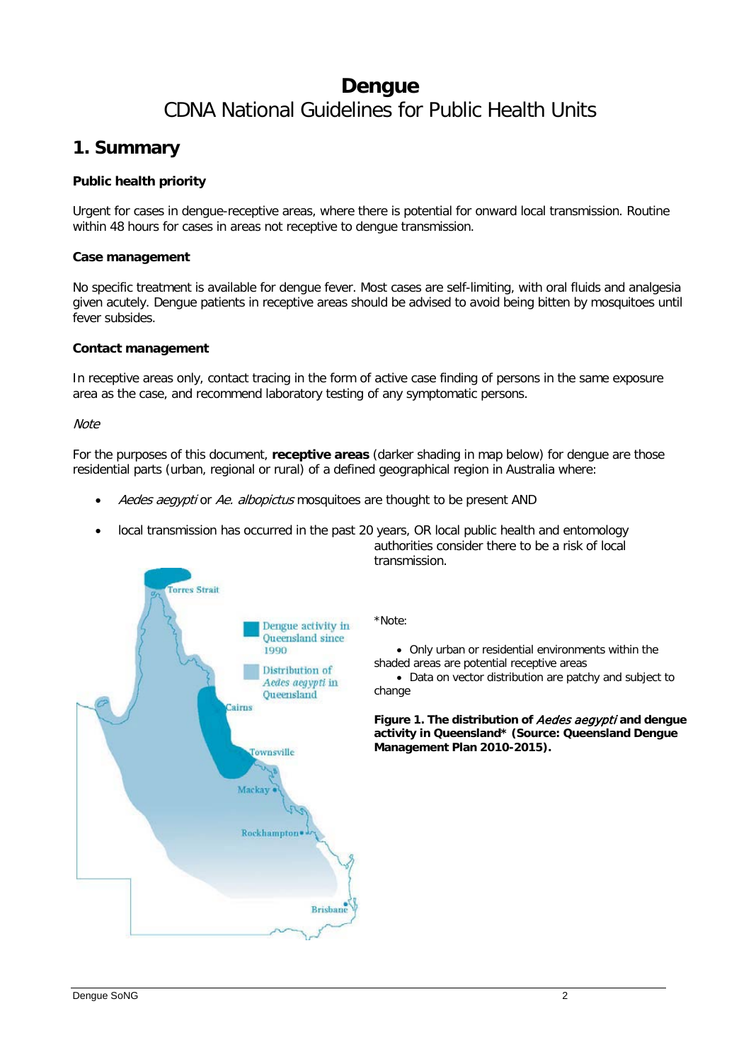# Dengue

CDNA National Guidelines for Public Health Units

## 1. Summary

**Public health priority**

Urgent for cases in dengue-receptive areas, where there is potential for onward local transmission. Routine within 48 hours for cases in areas not receptive to dengue transmission.

**Case management**

No specific treatment is available for dengue fever. Most cases are self-limiting, with oral fluids and analgesia given acutely. Dengue patients in receptive areas should be advised to avoid being bitten by mosquitoes until fever subsides.

**Contact management**

In receptive areas only, contact tracing in the form of active case finding of persons in the same exposure area as the case, and recommend laboratory testing of any symptomatic persons.

*Note*

For the purposes of this document, **receptive areas** (darker shading in map below) for dengue are those residential parts (urban, regional or rural) of a defined geographical region in Australia where:

- *Aedes aegypti* or *Ae. albopictus* mosquitoes are thought to be present AND
- local transmission has occurred in the past 20 years, OR local public health and entomology authorities consider there to be a risk of local transmission.

*Note:

- Only urban or residential environments within the shaded areas are potential receptive areas
- Data on vector distribution are patchy and subject to change

**Figure 1. The distribution of *Aedes aegypti* and dengue activity in Queensland* (Source: Queensland Dengue Management Plan 2010-2015).**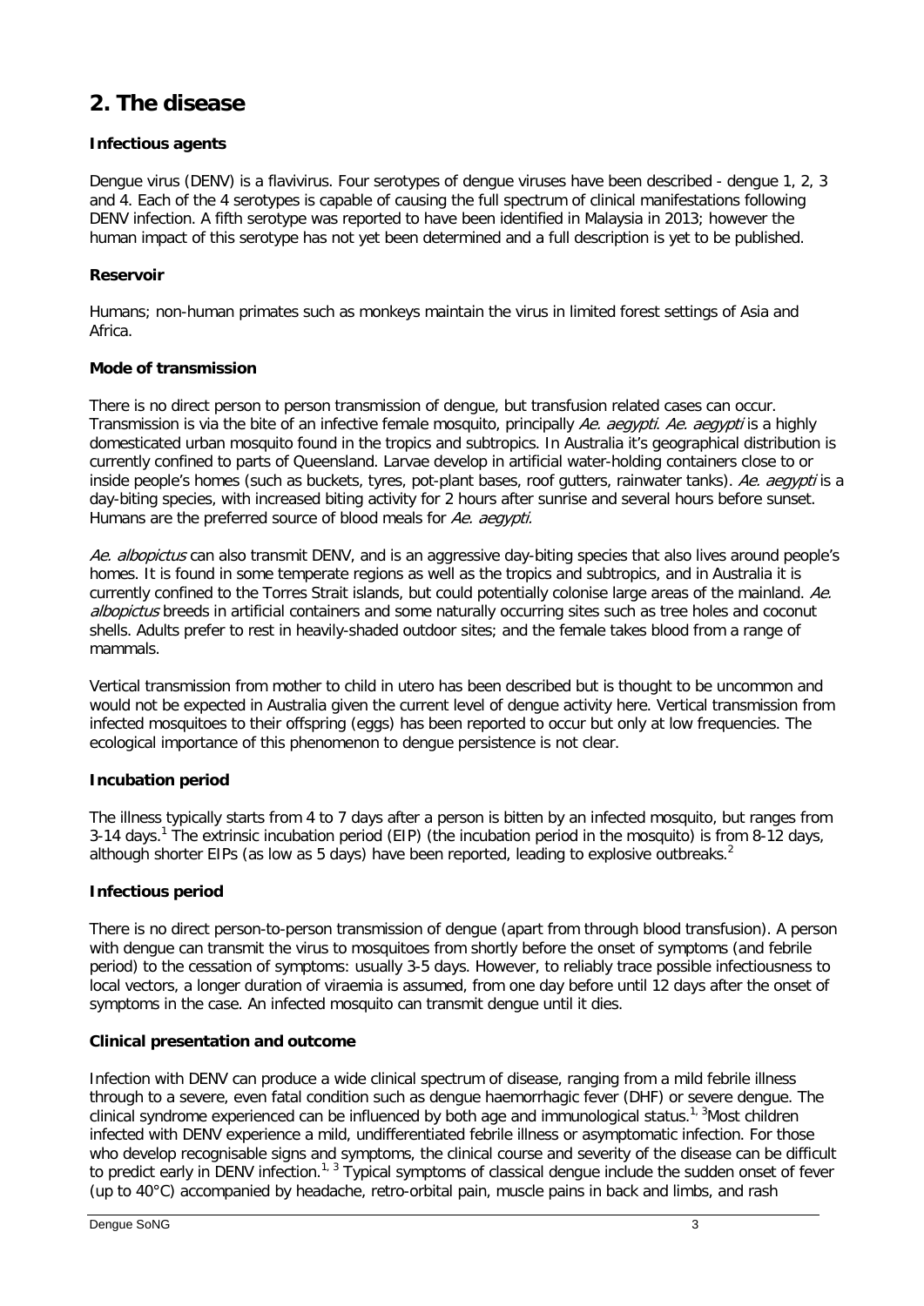## 2. The disease

**Infectious agents**

Dengue virus (DENV) is a flavivirus. Four serotypes of dengue viruses have been described - dengue 1, 2, 3 and 4. Each of the 4 serotypes is capable of causing the full spectrum of clinical manifestations following DENV infection. A fifth serotype was reported to have been identified in Malaysia in 2013; however the human impact of this serotype has not yet been determined and a full description is yet to be published.

**Reservoir**

Humans; non-human primates such as monkeys maintain the virus in limited forest settings of Asia and Africa.

**Mode of transmission**

There is no direct person to person transmission of dengue, but transfusion related cases can occur. Transmission is via the bite of an infective female mosquito, principally *Ae. aegypti*. *Ae. aegypti* is a highly domesticated urban mosquito found in the tropics and subtropics. In Australia it's geographical distribution is currently confined to parts of Queensland. Larvae develop in artificial water-holding containers close to or inside people's homes (such as buckets, tyres, pot-plant bases, roof gutters, rainwater tanks). *Ae. aegypti* is a day-biting species, with increased biting activity for 2 hours after sunrise and several hours before sunset. Humans are the preferred source of blood meals for *Ae. aegypti.*

*Ae. albopictus* can also transmit DENV, and is an aggressive day-biting species that also lives around people's homes. It is found in some temperate regions as well as the tropics and subtropics, and in Australia it is currently confined to the Torres Strait islands, but could potentially colonise large areas of the mainland. *Ae. albopictus* breeds in artificial containers and some naturally occurring sites such as tree holes and coconut shells. Adults prefer to rest in heavily-shaded outdoor sites; and the female takes blood from a range of mammals.

Vertical transmission from mother to child in utero has been described but is thought to be uncommon and would not be expected in Australia given the current level of dengue activity here. Vertical transmission from infected mosquitoes to their offspring (eggs) has been reported to occur but only at low frequencies. The ecological importance of this phenomenon to dengue persistence is not clear.

**Incubation period**

The illness typically starts from 4 to 7 days after a person is bitten by an infected mosquito, but ranges from 3-14 days.[1] The extrinsic incubation period (EIP) (the incubation period in the mosquito) is from 8-12 days, although shorter EIPs (as low as 5 days) have been reported, leading to explosive outbreaks.[2]

**Infectious period**

There is no direct person-to-person transmission of dengue (apart from through blood transfusion). A person with dengue can transmit the virus to mosquitoes from shortly before the onset of symptoms (and febrile period) to the cessation of symptoms: usually 3-5 days. However, to reliably trace possible infectiousness to local vectors, a longer duration of viraemia is assumed, from one day before until 12 days after the onset of symptoms in the case. An infected mosquito can transmit dengue until it dies.

**Clinical presentation and outcome**

Infection with DENV can produce a wide clinical spectrum of disease, ranging from a mild febrile illness through to a severe, even fatal condition such as dengue haemorrhagic fever (DHF) or severe dengue. The clinical syndrome experienced can be influenced by both age and immunological status.[1, 3] Most children infected with DENV experience a mild, undifferentiated febrile illness or asymptomatic infection. For those who develop recognisable signs and symptoms, the clinical course and severity of the disease can be difficult to predict early in DENV infection.[1, 3] Typical symptoms of classical dengue include the sudden onset of fever (up to 40°C) accompanied by headache, retro-orbital pain, muscle pains in back and limbs, and rash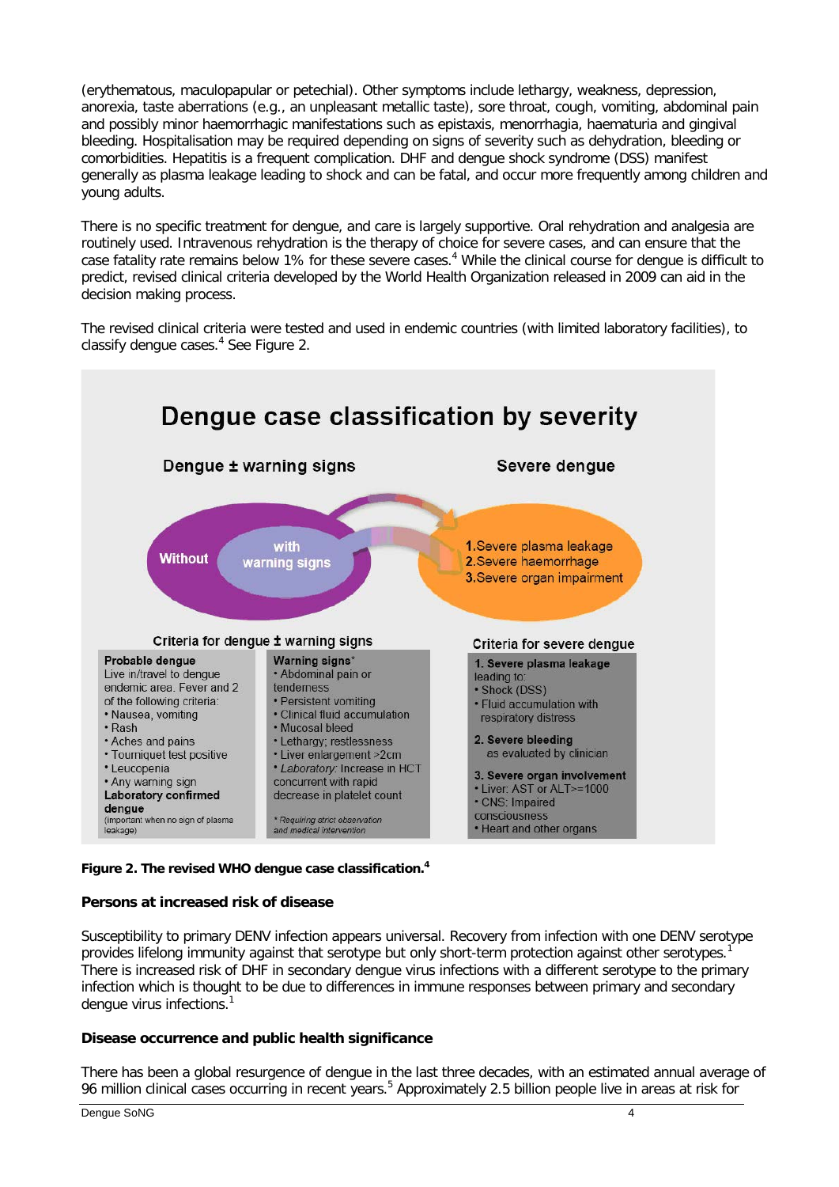(erythematous, maculopapular or petechial). Other symptoms include lethargy, weakness, depression, anorexia, taste aberrations (e.g., an unpleasant metallic taste), sore throat, cough, vomiting, abdominal pain and possibly minor haemorrhagic manifestations such as epistaxis, menorrhagia, haematuria and gingival bleeding. Hospitalisation may be required depending on signs of severity such as dehydration, bleeding or comorbidities. Hepatitis is a frequent complication. DHF and dengue shock syndrome (DSS) manifest generally as plasma leakage leading to shock and can be fatal, and occur more frequently among children and young adults.

There is no specific treatment for dengue, and care is largely supportive. Oral rehydration and analgesia are routinely used. Intravenous rehydration is the therapy of choice for severe cases, and can ensure that the case fatality rate remains below 1% for these severe cases.[4] While the clinical course for dengue is difficult to predict, revised clinical criteria developed by the World Health Organization released in 2009 can aid in the decision making process.

The revised clinical criteria were tested and used in endemic countries (with limited laboratory facilities), to classify dengue cases.[4] See Figure 2.

**Dengue case classification by severity**

**Dengue ± warning signs** — Without / with warning signs

**Severe dengue**
1. Severe plasma leakage
2. Severe haemorrhage
3. Severe organ impairment

**Criteria for dengue ± warning signs**

**Probable dengue**
Live in/travel to dengue endemic area. Fever and 2 of the following criteria:
- Nausea, vomiting
- Rash
- Aches and pains
- Tourniquet test positive
- Leucopenia
- Any warning sign

**Laboratory confirmed dengue**
(important when no sign of plasma leakage)

**Warning signs***
- Abdominal pain or tenderness
- Persistent vomiting
- Clinical fluid accumulation
- Mucosal bleed
- Lethargy; restlessness
- Liver enlargement >2cm
- *Laboratory:* Increase in HCT concurrent with rapid decrease in platelet count

*\* Requiring strict observation and medical intervention*

**Criteria for severe dengue**

**1. Severe plasma leakage**
leading to:
- Shock (DSS)
- Fluid accumulation with respiratory distress

**2. Severe bleeding**
as evaluated by clinician

**3. Severe organ involvement**
- Liver: AST or ALT>=1000
- CNS: Impaired consciousness
- Heart and other organs

**Figure 2. The revised WHO dengue case classification.[4]**

**Persons at increased risk of disease**

Susceptibility to primary DENV infection appears universal. Recovery from infection with one DENV serotype provides lifelong immunity against that serotype but only short-term protection against other serotypes.[1] There is increased risk of DHF in secondary dengue virus infections with a different serotype to the primary infection which is thought to be due to differences in immune responses between primary and secondary dengue virus infections.[1]

**Disease occurrence and public health significance**

There has been a global resurgence of dengue in the last three decades, with an estimated annual average of 96 million clinical cases occurring in recent years.[5] Approximately 2.5 billion people live in areas at risk for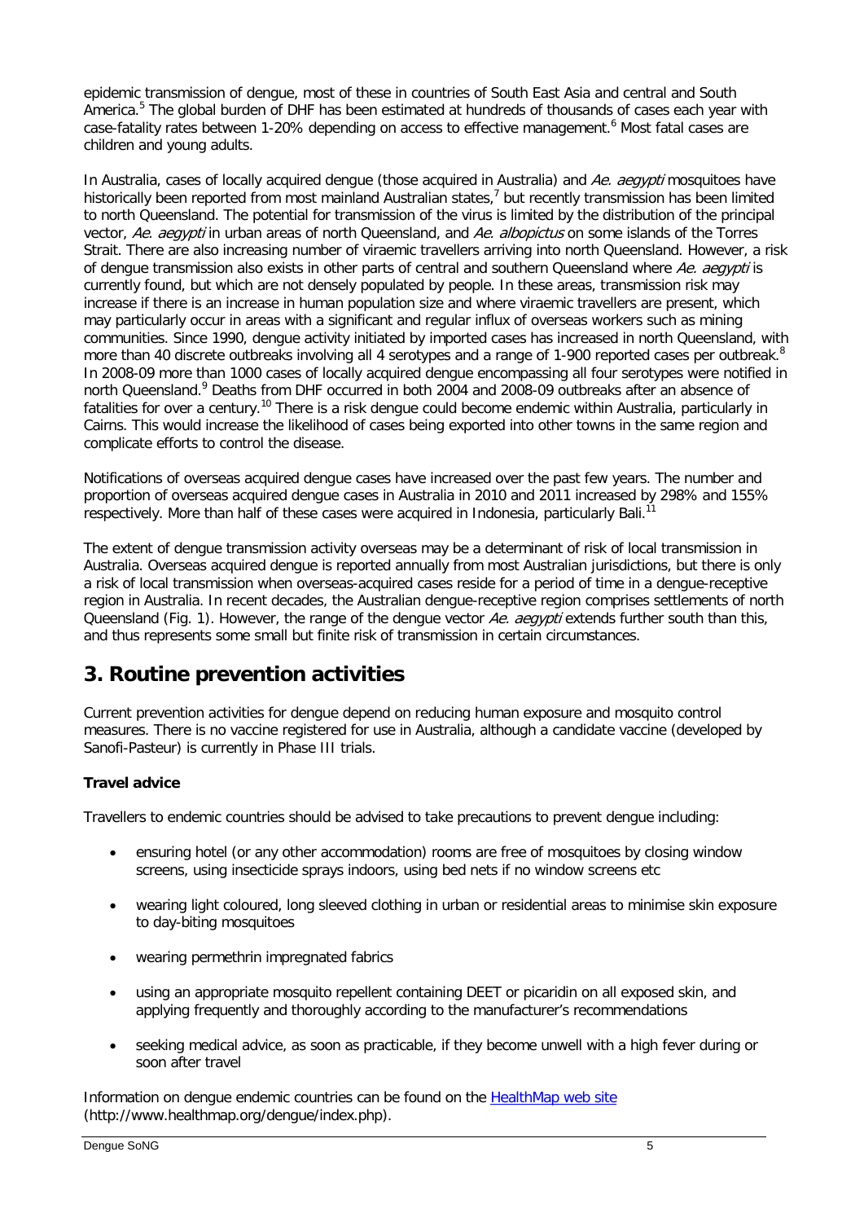epidemic transmission of dengue, most of these in countries of South East Asia and central and South America.[5] The global burden of DHF has been estimated at hundreds of thousands of cases each year with case-fatality rates between 1-20% depending on access to effective management.[6] Most fatal cases are children and young adults.

In Australia, cases of locally acquired dengue (those acquired in Australia) and *Ae. aegypti* mosquitoes have historically been reported from most mainland Australian states,[7] but recently transmission has been limited to north Queensland. The potential for transmission of the virus is limited by the distribution of the principal vector, *Ae. aegypti* in urban areas of north Queensland, and *Ae. albopictus* on some islands of the Torres Strait. There are also increasing number of viraemic travellers arriving into north Queensland. However, a risk of dengue transmission also exists in other parts of central and southern Queensland where *Ae. aegypti* is currently found, but which are not densely populated by people. In these areas, transmission risk may increase if there is an increase in human population size and where viraemic travellers are present, which may particularly occur in areas with a significant and regular influx of overseas workers such as mining communities. Since 1990, dengue activity initiated by imported cases has increased in north Queensland, with more than 40 discrete outbreaks involving all 4 serotypes and a range of 1-900 reported cases per outbreak.[8] In 2008-09 more than 1000 cases of locally acquired dengue encompassing all four serotypes were notified in north Queensland.[9] Deaths from DHF occurred in both 2004 and 2008-09 outbreaks after an absence of fatalities for over a century.[10] There is a risk dengue could become endemic within Australia, particularly in Cairns. This would increase the likelihood of cases being exported into other towns in the same region and complicate efforts to control the disease.

Notifications of overseas acquired dengue cases have increased over the past few years. The number and proportion of overseas acquired dengue cases in Australia in 2010 and 2011 increased by 298% and 155% respectively. More than half of these cases were acquired in Indonesia, particularly Bali.[11]

The extent of dengue transmission activity overseas may be a determinant of risk of local transmission in Australia. Overseas acquired dengue is reported annually from most Australian jurisdictions, but there is only a risk of local transmission when overseas-acquired cases reside for a period of time in a dengue-receptive region in Australia. In recent decades, the Australian dengue-receptive region comprises settlements of north Queensland (Fig. 1). However, the range of the dengue vector *Ae. aegypti* extends further south than this, and thus represents some small but finite risk of transmission in certain circumstances.

## 3. Routine prevention activities

Current prevention activities for dengue depend on reducing human exposure and mosquito control measures. There is no vaccine registered for use in Australia, although a candidate vaccine (developed by Sanofi-Pasteur) is currently in Phase III trials.

**Travel advice**

Travellers to endemic countries should be advised to take precautions to prevent dengue including:

- ensuring hotel (or any other accommodation) rooms are free of mosquitoes by closing window screens, using insecticide sprays indoors, using bed nets if no window screens etc
- wearing light coloured, long sleeved clothing in urban or residential areas to minimise skin exposure to day-biting mosquitoes
- wearing permethrin impregnated fabrics
- using an appropriate mosquito repellent containing DEET or picaridin on all exposed skin, and applying frequently and thoroughly according to the manufacturer's recommendations
- seeking medical advice, as soon as practicable, if they become unwell with a high fever during or soon after travel

Information on dengue endemic countries can be found on the [HealthMap web site](http://www.healthmap.org/dengue/index.php) (http://www.healthmap.org/dengue/index.php).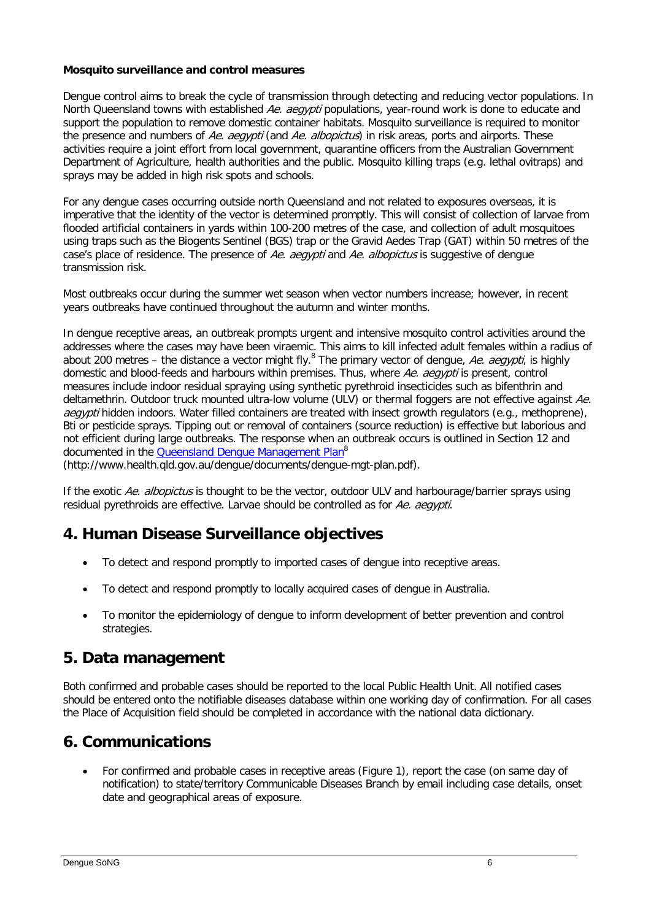**Mosquito surveillance and control measures**

Dengue control aims to break the cycle of transmission through detecting and reducing vector populations. In North Queensland towns with established *Ae. aegypti* populations, year-round work is done to educate and support the population to remove domestic container habitats. Mosquito surveillance is required to monitor the presence and numbers of *Ae. aegypti* (and *Ae. albopictus*) in risk areas, ports and airports. These activities require a joint effort from local government, quarantine officers from the Australian Government Department of Agriculture, health authorities and the public. Mosquito killing traps (e.g. lethal ovitraps) and sprays may be added in high risk spots and schools.

For any dengue cases occurring outside north Queensland and not related to exposures overseas, it is imperative that the identity of the vector is determined promptly. This will consist of collection of larvae from flooded artificial containers in yards within 100-200 metres of the case, and collection of adult mosquitoes using traps such as the Biogents Sentinel (BGS) trap or the Gravid Aedes Trap (GAT) within 50 metres of the case's place of residence. The presence of *Ae. aegypti* and *Ae. albopictus* is suggestive of dengue transmission risk.

Most outbreaks occur during the summer wet season when vector numbers increase; however, in recent years outbreaks have continued throughout the autumn and winter months.

In dengue receptive areas, an outbreak prompts urgent and intensive mosquito control activities around the addresses where the cases may have been viraemic. This aims to kill infected adult females within a radius of about 200 metres – the distance a vector might fly.[8] The primary vector of dengue, *Ae. aegypti*, is highly domestic and blood-feeds and harbours within premises. Thus, where *Ae. aegypti* is present, control measures include indoor residual spraying using synthetic pyrethroid insecticides such as bifenthrin and deltamethrin. Outdoor truck mounted ultra-low volume (ULV) or thermal foggers are not effective against *Ae. aegypti* hidden indoors. Water filled containers are treated with insect growth regulators (e.g., methoprene), Bti or pesticide sprays. Tipping out or removal of containers (source reduction) is effective but laborious and not efficient during large outbreaks. The response when an outbreak occurs is outlined in Section 12 and documented in the [Queensland Dengue Management Plan](http://www.health.qld.gov.au/dengue/documents/dengue-mgt-plan.pdf)[8] (http://www.health.qld.gov.au/dengue/documents/dengue-mgt-plan.pdf).

If the exotic *Ae. albopictus* is thought to be the vector, outdoor ULV and harbourage/barrier sprays using residual pyrethroids are effective. Larvae should be controlled as for *Ae. aegypti*.

## 4. Human Disease Surveillance objectives

- To detect and respond promptly to imported cases of dengue into receptive areas.
- To detect and respond promptly to locally acquired cases of dengue in Australia.
- To monitor the epidemiology of dengue to inform development of better prevention and control strategies.

## 5. Data management

Both confirmed and probable cases should be reported to the local Public Health Unit. All notified cases should be entered onto the notifiable diseases database within one working day of confirmation. For all cases the Place of Acquisition field should be completed in accordance with the national data dictionary.

## 6. Communications

- For confirmed and probable cases in receptive areas (Figure 1), report the case (on same day of notification) to state/territory Communicable Diseases Branch by email including case details, onset date and geographical areas of exposure.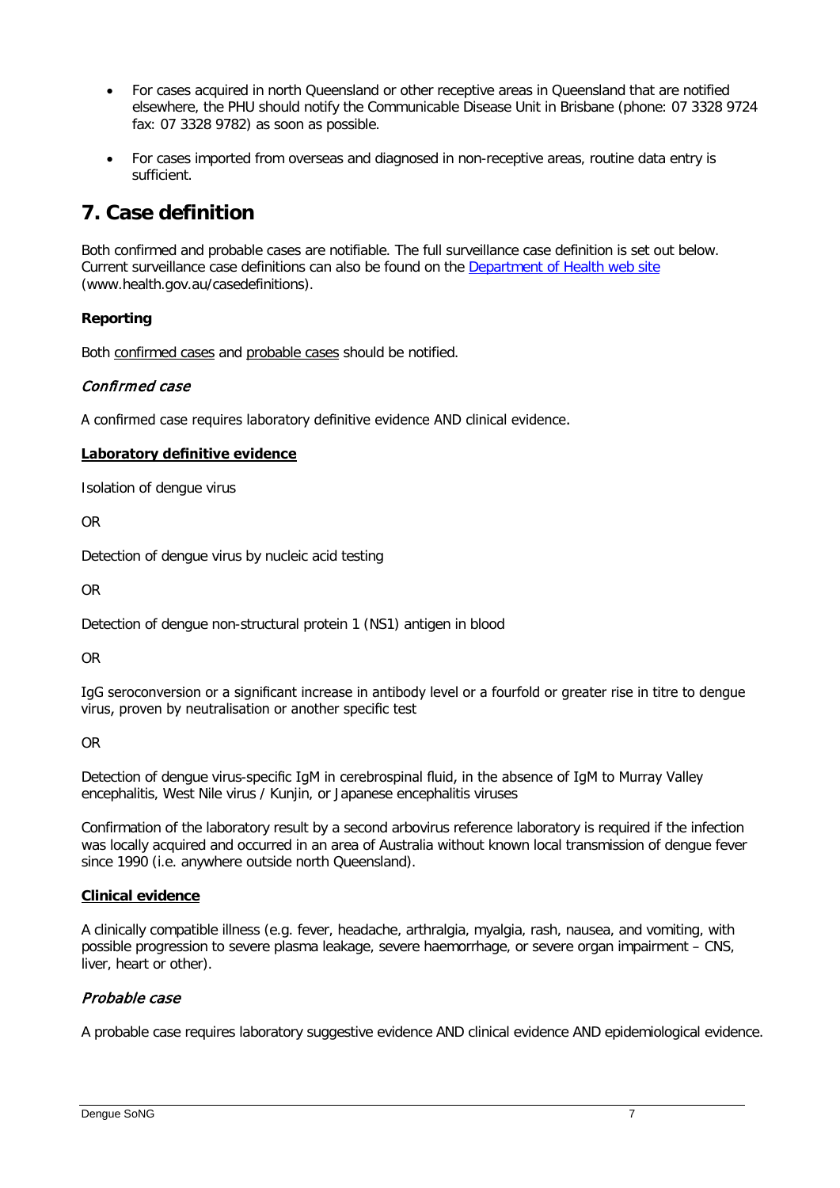- For cases acquired in north Queensland or other receptive areas in Queensland that are notified elsewhere, the PHU should notify the Communicable Disease Unit in Brisbane (phone: 07 3328 9724 fax: 07 3328 9782) as soon as possible.
- For cases imported from overseas and diagnosed in non-receptive areas, routine data entry is sufficient.

## 7. Case definition

Both confirmed and probable cases are notifiable. The full surveillance case definition is set out below. Current surveillance case definitions can also be found on the [Department of Health web site](www.health.gov.au/casedefinitions) (www.health.gov.au/casedefinitions).

**Reporting**

Both confirmed cases and probable cases should be notified.

### *Confirmed case*

A confirmed case requires laboratory definitive evidence AND clinical evidence.

**Laboratory definitive evidence**

Isolation of dengue virus

OR

Detection of dengue virus by nucleic acid testing

OR

Detection of dengue non-structural protein 1 (NS1) antigen in blood

OR

IgG seroconversion or a significant increase in antibody level or a fourfold or greater rise in titre to dengue virus, proven by neutralisation or another specific test

OR

Detection of dengue virus-specific IgM in cerebrospinal fluid, in the absence of IgM to Murray Valley encephalitis, West Nile virus / Kunjin, or Japanese encephalitis viruses

Confirmation of the laboratory result by a second arbovirus reference laboratory is required if the infection was locally acquired and occurred in an area of Australia without known local transmission of dengue fever since 1990 (i.e. anywhere outside north Queensland).

**Clinical evidence**

A clinically compatible illness (e.g. fever, headache, arthralgia, myalgia, rash, nausea, and vomiting, with possible progression to severe plasma leakage, severe haemorrhage, or severe organ impairment – CNS, liver, heart or other).

### *Probable case*

A probable case requires laboratory suggestive evidence AND clinical evidence AND epidemiological evidence.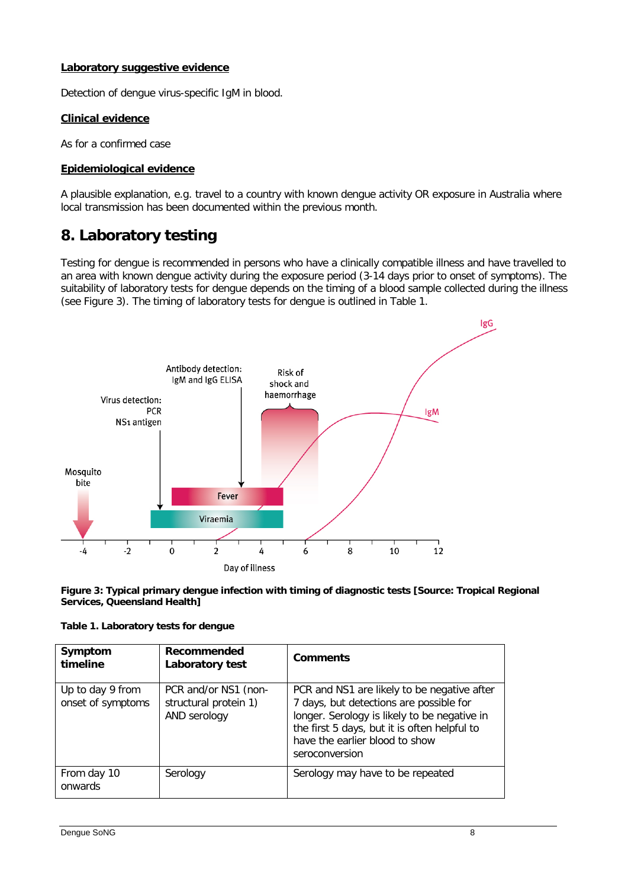**Laboratory suggestive evidence**

Detection of dengue virus-specific IgM in blood.

**Clinical evidence**

As for a confirmed case

**Epidemiological evidence**

A plausible explanation, e.g. travel to a country with known dengue activity OR exposure in Australia where local transmission has been documented within the previous month.

## 8. Laboratory testing

Testing for dengue is recommended in persons who have a clinically compatible illness and have travelled to an area with known dengue activity during the exposure period (3-14 days prior to onset of symptoms). The suitability of laboratory tests for dengue depends on the timing of a blood sample collected during the illness (see Figure 3). The timing of laboratory tests for dengue is outlined in Table 1.

**Figure 3: Typical primary dengue infection with timing of diagnostic tests [Source: Tropical Regional Services, Queensland Health]**

**Table 1. Laboratory tests for dengue**

| Symptom timeline | Recommended Laboratory test | Comments |
|---|---|---|
| Up to day 9 from onset of symptoms | PCR and/or NS1 (non-structural protein 1) AND serology | PCR and NS1 are likely to be negative after 7 days, but detections are possible for longer. Serology is likely to be negative in the first 5 days, but it is often helpful to have the earlier blood to show seroconversion |
| From day 10 onwards | Serology | Serology may have to be repeated |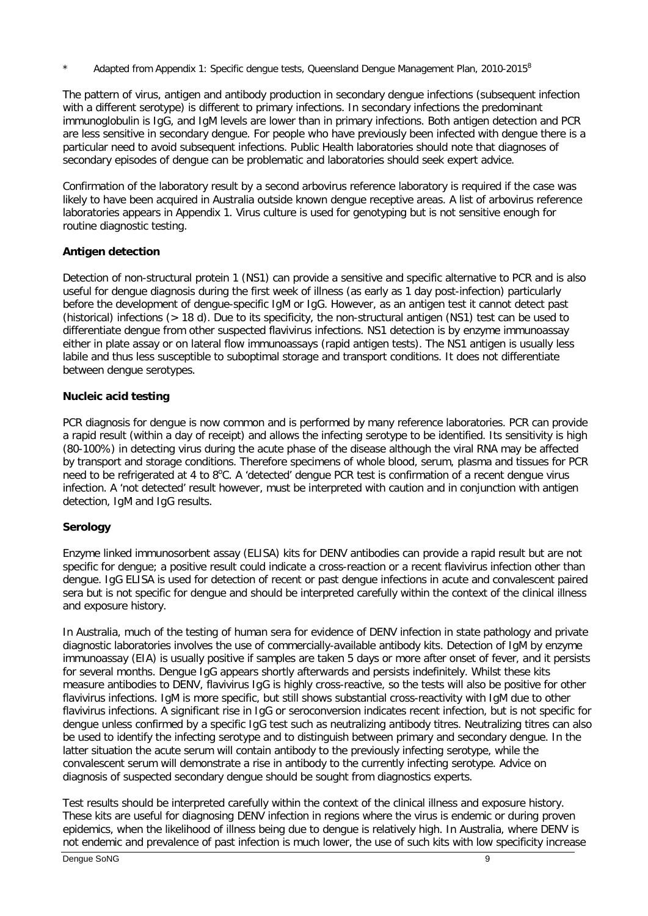\* Adapted from Appendix 1: Specific dengue tests, Queensland Dengue Management Plan, 2010-2015[8]

The pattern of virus, antigen and antibody production in secondary dengue infections (subsequent infection with a different serotype) is different to primary infections. In secondary infections the predominant immunoglobulin is IgG, and IgM levels are lower than in primary infections. Both antigen detection and PCR are less sensitive in secondary dengue. For people who have previously been infected with dengue there is a particular need to avoid subsequent infections. Public Health laboratories should note that diagnoses of secondary episodes of dengue can be problematic and laboratories should seek expert advice.

Confirmation of the laboratory result by a second arbovirus reference laboratory is required if the case was likely to have been acquired in Australia outside known dengue receptive areas. A list of arbovirus reference laboratories appears in Appendix 1. Virus culture is used for genotyping but is not sensitive enough for routine diagnostic testing.

**Antigen detection**

Detection of non-structural protein 1 (NS1) can provide a sensitive and specific alternative to PCR and is also useful for dengue diagnosis during the first week of illness (as early as 1 day post-infection) particularly before the development of dengue-specific IgM or IgG. However, as an antigen test it cannot detect past (historical) infections (> 18 d). Due to its specificity, the non-structural antigen (NS1) test can be used to differentiate dengue from other suspected flavivirus infections. NS1 detection is by enzyme immunoassay either in plate assay or on lateral flow immunoassays (rapid antigen tests). The NS1 antigen is usually less labile and thus less susceptible to suboptimal storage and transport conditions. It does not differentiate between dengue serotypes.

**Nucleic acid testing**

PCR diagnosis for dengue is now common and is performed by many reference laboratories. PCR can provide a rapid result (within a day of receipt) and allows the infecting serotype to be identified. Its sensitivity is high (80-100%) in detecting virus during the acute phase of the disease although the viral RNA may be affected by transport and storage conditions. Therefore specimens of whole blood, serum, plasma and tissues for PCR need to be refrigerated at 4 to 8°C. A 'detected' dengue PCR test is confirmation of a recent dengue virus infection. A 'not detected' result however, must be interpreted with caution and in conjunction with antigen detection, IgM and IgG results.

**Serology**

Enzyme linked immunosorbent assay (ELISA) kits for DENV antibodies can provide a rapid result but are not specific for dengue; a positive result could indicate a cross-reaction or a recent flavivirus infection other than dengue. IgG ELISA is used for detection of recent or past dengue infections in acute and convalescent paired sera but is not specific for dengue and should be interpreted carefully within the context of the clinical illness and exposure history.

In Australia, much of the testing of human sera for evidence of DENV infection in state pathology and private diagnostic laboratories involves the use of commercially-available antibody kits. Detection of IgM by enzyme immunoassay (EIA) is usually positive if samples are taken 5 days or more after onset of fever, and it persists for several months. Dengue IgG appears shortly afterwards and persists indefinitely. Whilst these kits measure antibodies to DENV, flavivirus IgG is highly cross-reactive, so the tests will also be positive for other flavivirus infections. IgM is more specific, but still shows substantial cross-reactivity with IgM due to other flavivirus infections. A significant rise in IgG or seroconversion indicates recent infection, but is not specific for dengue unless confirmed by a specific IgG test such as neutralizing antibody titres. Neutralizing titres can also be used to identify the infecting serotype and to distinguish between primary and secondary dengue. In the latter situation the acute serum will contain antibody to the previously infecting serotype, while the convalescent serum will demonstrate a rise in antibody to the currently infecting serotype. Advice on diagnosis of suspected secondary dengue should be sought from diagnostics experts.

Test results should be interpreted carefully within the context of the clinical illness and exposure history. These kits are useful for diagnosing DENV infection in regions where the virus is endemic or during proven epidemics, when the likelihood of illness being due to dengue is relatively high. In Australia, where DENV is not endemic and prevalence of past infection is much lower, the use of such kits with low specificity increase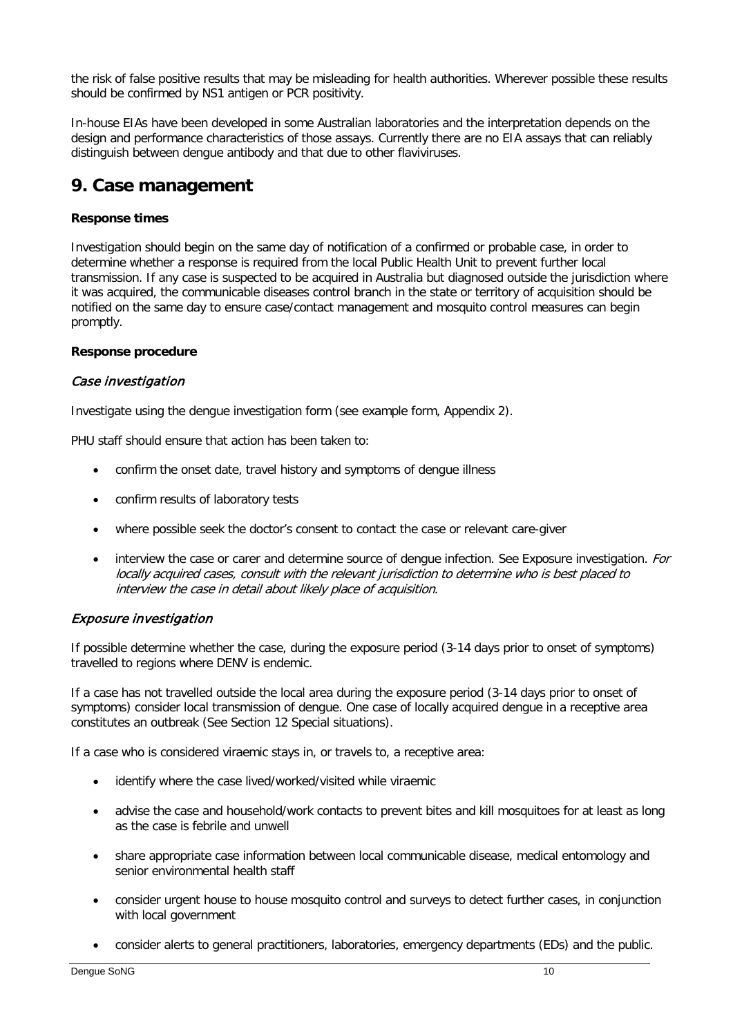the risk of false positive results that may be misleading for health authorities. Wherever possible these results should be confirmed by NS1 antigen or PCR positivity.

In-house EIAs have been developed in some Australian laboratories and the interpretation depends on the design and performance characteristics of those assays. Currently there are no EIA assays that can reliably distinguish between dengue antibody and that due to other flaviviruses.

# 9. Case management

**Response times**

Investigation should begin on the same day of notification of a confirmed or probable case, in order to determine whether a response is required from the local Public Health Unit to prevent further local transmission. If any case is suspected to be acquired in Australia but diagnosed outside the jurisdiction where it was acquired, the communicable diseases control branch in the state or territory of acquisition should be notified on the same day to ensure case/contact management and mosquito control measures can begin promptly.

**Response procedure**

### *Case investigation*

Investigate using the dengue investigation form (see example form, Appendix 2).

PHU staff should ensure that action has been taken to:

- confirm the onset date, travel history and symptoms of dengue illness
- confirm results of laboratory tests
- where possible seek the doctor's consent to contact the case or relevant care-giver
- interview the case or carer and determine source of dengue infection. See Exposure investigation. *For locally acquired cases, consult with the relevant jurisdiction to determine who is best placed to interview the case in detail about likely place of acquisition.*

### *Exposure investigation*

If possible determine whether the case, during the exposure period (3-14 days prior to onset of symptoms) travelled to regions where DENV is endemic.

If a case has not travelled outside the local area during the exposure period (3-14 days prior to onset of symptoms) consider local transmission of dengue. One case of locally acquired dengue in a receptive area constitutes an outbreak (See Section 12 Special situations).

If a case who is considered viraemic stays in, or travels to, a receptive area:

- identify where the case lived/worked/visited while viraemic
- advise the case and household/work contacts to prevent bites and kill mosquitoes for at least as long as the case is febrile and unwell
- share appropriate case information between local communicable disease, medical entomology and senior environmental health staff
- consider urgent house to house mosquito control and surveys to detect further cases, in conjunction with local government
- consider alerts to general practitioners, laboratories, emergency departments (EDs) and the public.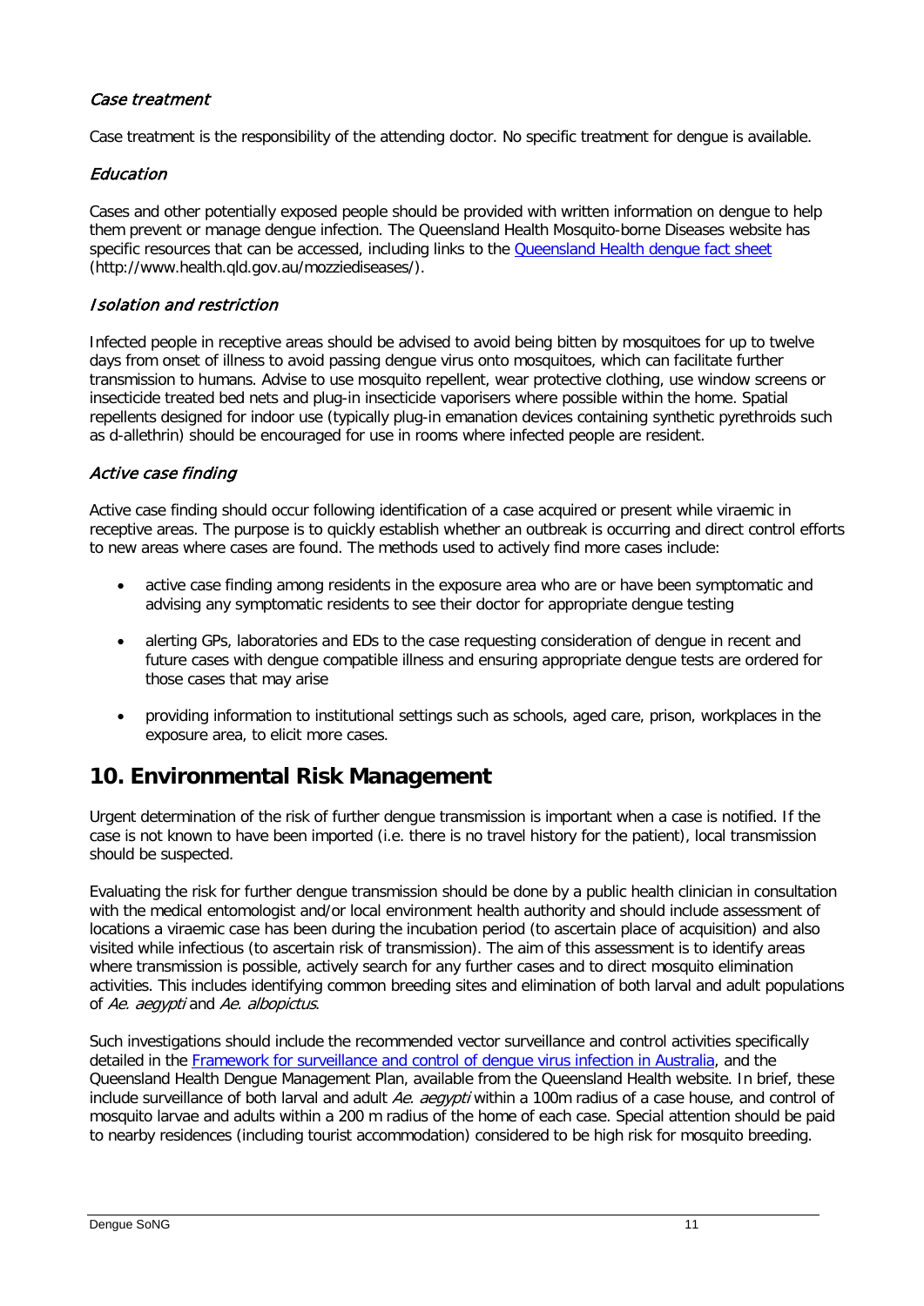### *Case treatment*

Case treatment is the responsibility of the attending doctor. No specific treatment for dengue is available.

### *Education*

Cases and other potentially exposed people should be provided with written information on dengue to help them prevent or manage dengue infection. The Queensland Health Mosquito-borne Diseases website has specific resources that can be accessed, including links to the [Queensland Health dengue fact sheet](http://www.health.qld.gov.au/mozziediseases/) (http://www.health.qld.gov.au/mozziediseases/).

### *Isolation and restriction*

Infected people in receptive areas should be advised to avoid being bitten by mosquitoes for up to twelve days from onset of illness to avoid passing dengue virus onto mosquitoes, which can facilitate further transmission to humans. Advise to use mosquito repellent, wear protective clothing, use window screens or insecticide treated bed nets and plug-in insecticide vaporisers where possible within the home. Spatial repellents designed for indoor use (typically plug-in emanation devices containing synthetic pyrethroids such as d-allethrin) should be encouraged for use in rooms where infected people are resident.

### *Active case finding*

Active case finding should occur following identification of a case acquired or present while viraemic in receptive areas. The purpose is to quickly establish whether an outbreak is occurring and direct control efforts to new areas where cases are found. The methods used to actively find more cases include:

- active case finding among residents in the exposure area who are or have been symptomatic and advising any symptomatic residents to see their doctor for appropriate dengue testing
- alerting GPs, laboratories and EDs to the case requesting consideration of dengue in recent and future cases with dengue compatible illness and ensuring appropriate dengue tests are ordered for those cases that may arise
- providing information to institutional settings such as schools, aged care, prison, workplaces in the exposure area, to elicit more cases.

## 10. Environmental Risk Management

Urgent determination of the risk of further dengue transmission is important when a case is notified. If the case is not known to have been imported (i.e. there is no travel history for the patient), local transmission should be suspected.

Evaluating the risk for further dengue transmission should be done by a public health clinician in consultation with the medical entomologist and/or local environment health authority and should include assessment of locations a viraemic case has been during the incubation period (to ascertain place of acquisition) and also visited while infectious (to ascertain risk of transmission). The aim of this assessment is to identify areas where transmission is possible, actively search for any further cases and to direct mosquito elimination activities. This includes identifying common breeding sites and elimination of both larval and adult populations of *Ae. aegypti* and *Ae. albopictus*.

Such investigations should include the recommended vector surveillance and control activities specifically detailed in the Framework for surveillance and control of dengue virus infection in Australia, and the Queensland Health Dengue Management Plan, available from the Queensland Health website. In brief, these include surveillance of both larval and adult *Ae. aegypti* within a 100m radius of a case house, and control of mosquito larvae and adults within a 200 m radius of the home of each case. Special attention should be paid to nearby residences (including tourist accommodation) considered to be high risk for mosquito breeding.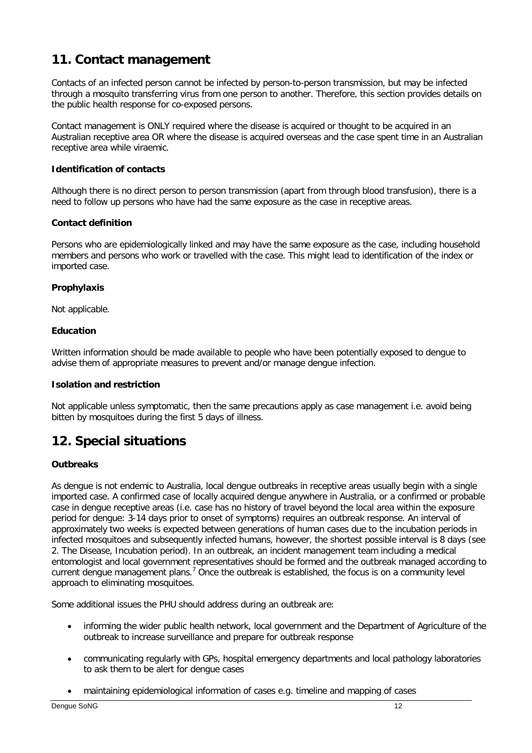## 11. Contact management

Contacts of an infected person cannot be infected by person-to-person transmission, but may be infected through a mosquito transferring virus from one person to another. Therefore, this section provides details on the public health response for co-exposed persons.

Contact management is ONLY required where the disease is acquired or thought to be acquired in an Australian receptive area OR where the disease is acquired overseas and the case spent time in an Australian receptive area while viraemic.

### Identification of contacts

Although there is no direct person to person transmission (apart from through blood transfusion), there is a need to follow up persons who have had the same exposure as the case in receptive areas.

### Contact definition

Persons who are epidemiologically linked and may have the same exposure as the case, including household members and persons who work or travelled with the case. This might lead to identification of the index or imported case.

### Prophylaxis

Not applicable.

### Education

Written information should be made available to people who have been potentially exposed to dengue to advise them of appropriate measures to prevent and/or manage dengue infection.

### Isolation and restriction

Not applicable unless symptomatic, then the same precautions apply as case management i.e. avoid being bitten by mosquitoes during the first 5 days of illness.

## 12. Special situations

### Outbreaks

As dengue is not endemic to Australia, local dengue outbreaks in receptive areas usually begin with a single imported case. A confirmed case of locally acquired dengue anywhere in Australia, or a confirmed or probable case in dengue receptive areas (i.e. case has no history of travel beyond the local area within the exposure period for dengue: 3-14 days prior to onset of symptoms) requires an outbreak response. An interval of approximately two weeks is expected between generations of human cases due to the incubation periods in infected mosquitoes and subsequently infected humans, however, the shortest possible interval is 8 days (see 2. The Disease, Incubation period). In an outbreak, an incident management team including a medical entomologist and local government representatives should be formed and the outbreak managed according to current dengue management plans.[7] Once the outbreak is established, the focus is on a community level approach to eliminating mosquitoes.

Some additional issues the PHU should address during an outbreak are:

- informing the wider public health network, local government and the Department of Agriculture of the outbreak to increase surveillance and prepare for outbreak response
- communicating regularly with GPs, hospital emergency departments and local pathology laboratories to ask them to be alert for dengue cases
- maintaining epidemiological information of cases e.g. timeline and mapping of cases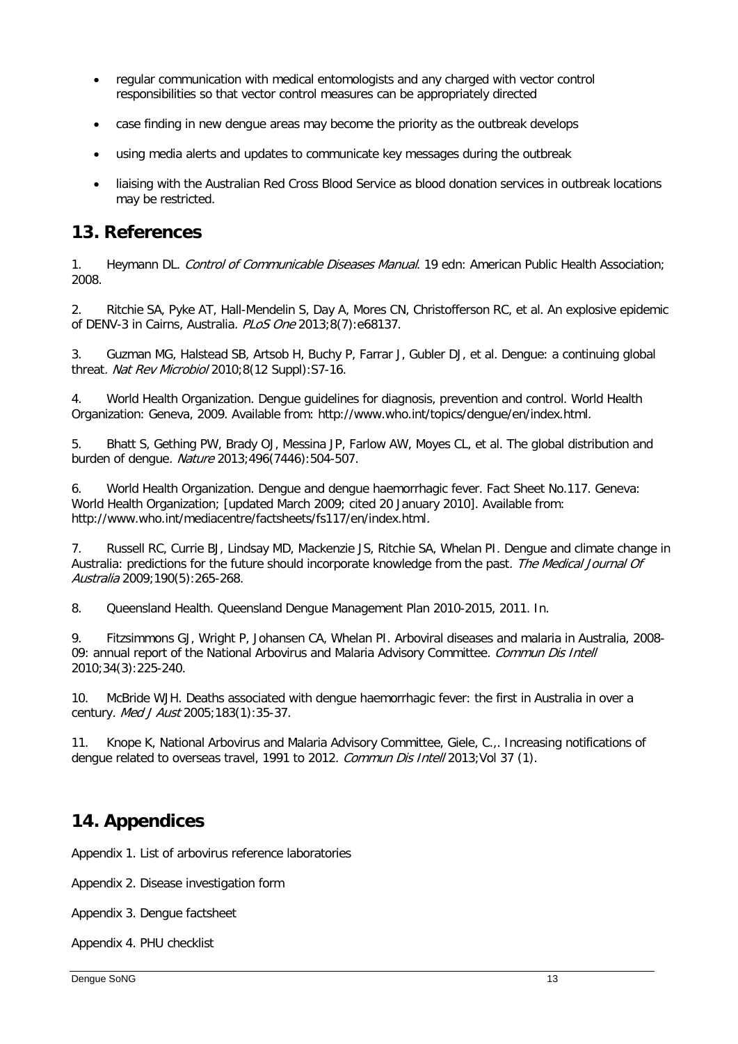- regular communication with medical entomologists and any charged with vector control responsibilities so that vector control measures can be appropriately directed
- case finding in new dengue areas may become the priority as the outbreak develops
- using media alerts and updates to communicate key messages during the outbreak
- liaising with the Australian Red Cross Blood Service as blood donation services in outbreak locations may be restricted.

## 13. References

1. Heymann DL. *Control of Communicable Diseases Manual*. 19 edn: American Public Health Association; 2008.

2. Ritchie SA, Pyke AT, Hall-Mendelin S, Day A, Mores CN, Christofferson RC, et al. An explosive epidemic of DENV-3 in Cairns, Australia. *PLoS One* 2013;8(7):e68137.

3. Guzman MG, Halstead SB, Artsob H, Buchy P, Farrar J, Gubler DJ, et al. Dengue: a continuing global threat. *Nat Rev Microbiol* 2010;8(12 Suppl):S7-16.

4. World Health Organization. Dengue guidelines for diagnosis, prevention and control. World Health Organization: Geneva, 2009. Available from: http://www.who.int/topics/dengue/en/index.html.

5. Bhatt S, Gething PW, Brady OJ, Messina JP, Farlow AW, Moyes CL, et al. The global distribution and burden of dengue. *Nature* 2013;496(7446):504-507.

6. World Health Organization. Dengue and dengue haemorrhagic fever. Fact Sheet No.117. Geneva: World Health Organization; [updated March 2009; cited 20 January 2010]. Available from: http://www.who.int/mediacentre/factsheets/fs117/en/index.html.

7. Russell RC, Currie BJ, Lindsay MD, Mackenzie JS, Ritchie SA, Whelan PI. Dengue and climate change in Australia: predictions for the future should incorporate knowledge from the past. *The Medical Journal Of Australia* 2009;190(5):265-268.

8. Queensland Health. Queensland Dengue Management Plan 2010-2015, 2011. In.

9. Fitzsimmons GJ, Wright P, Johansen CA, Whelan PI. Arboviral diseases and malaria in Australia, 2008-09: annual report of the National Arbovirus and Malaria Advisory Committee. *Commun Dis Intell* 2010;34(3):225-240.

10. McBride WJH. Deaths associated with dengue haemorrhagic fever: the first in Australia in over a century. *Med J Aust* 2005;183(1):35-37.

11. Knope K, National Arbovirus and Malaria Advisory Committee, Giele, C.,. Increasing notifications of dengue related to overseas travel, 1991 to 2012. *Commun Dis Intell* 2013;Vol 37 (1).

## 14. Appendices

Appendix 1. List of arbovirus reference laboratories

Appendix 2. Disease investigation form

Appendix 3. Dengue factsheet

Appendix 4. PHU checklist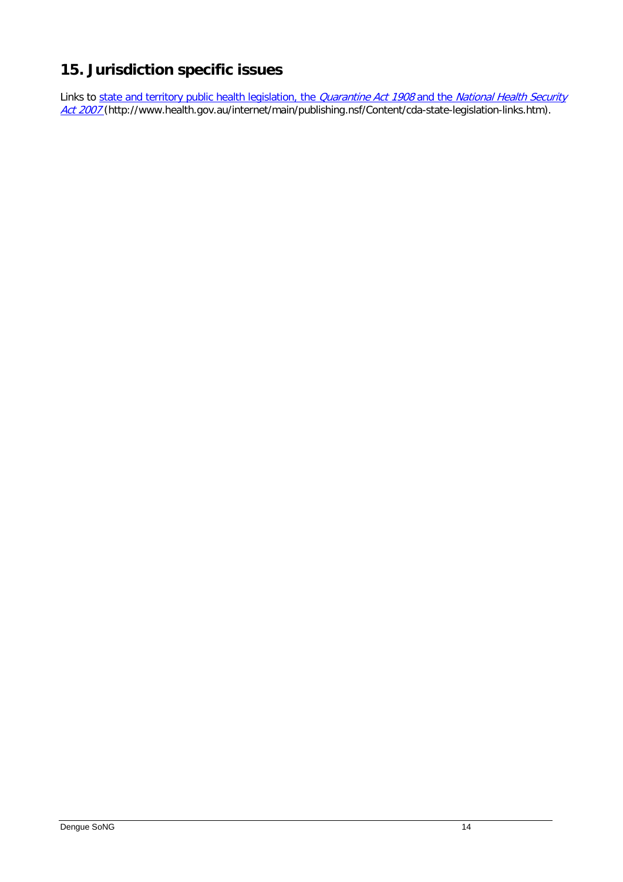# 15. Jurisdiction specific issues

Links to [state and territory public health legislation, the *Quarantine Act 1908* and the *National Health Security Act 2007*](http://www.health.gov.au/internet/main/publishing.nsf/Content/cda-state-legislation-links.htm) (http://www.health.gov.au/internet/main/publishing.nsf/Content/cda-state-legislation-links.htm).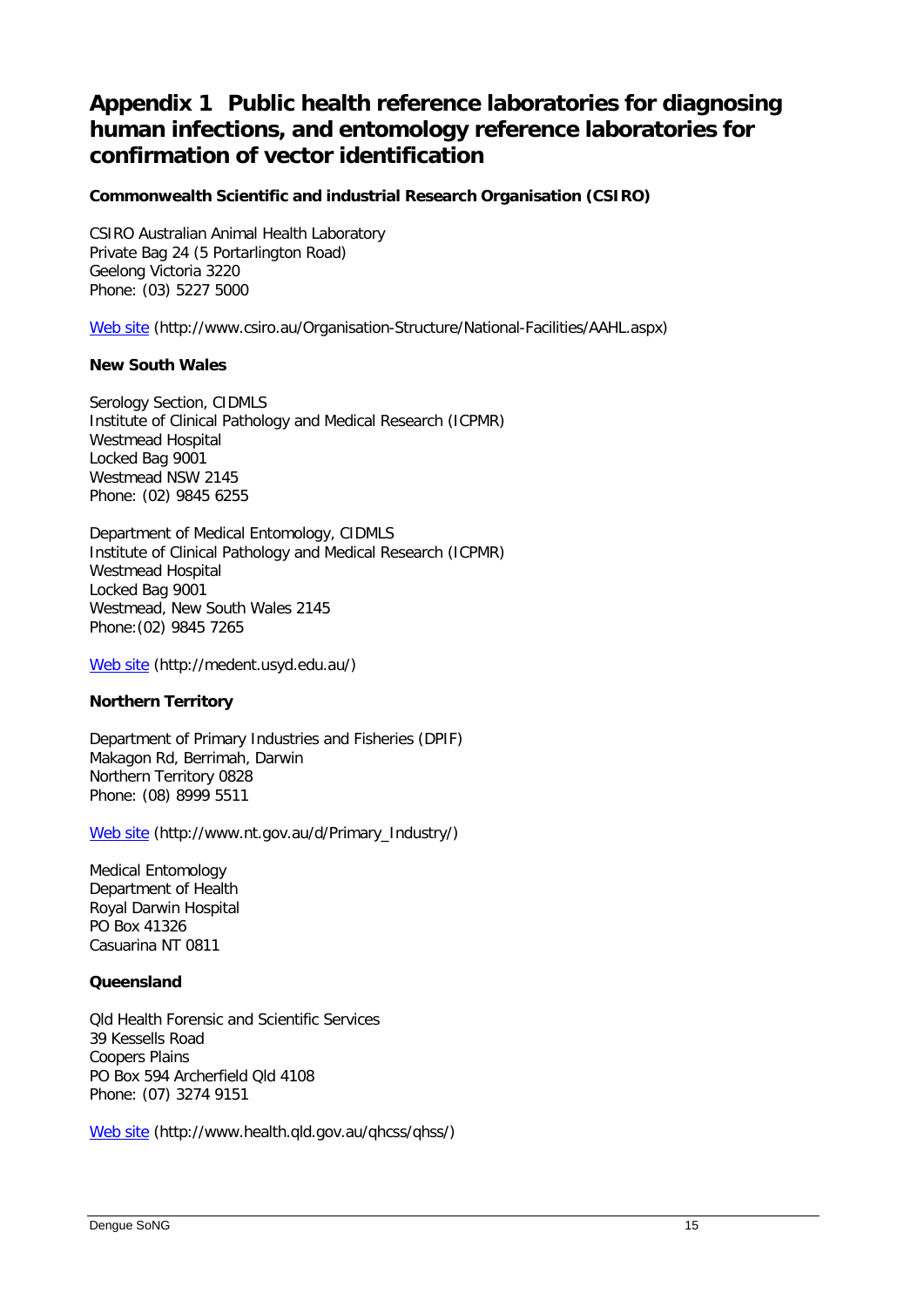# Appendix 1 Public health reference laboratories for diagnosing human infections, and entomology reference laboratories for confirmation of vector identification

**Commonwealth Scientific and industrial Research Organisation (CSIRO)**

CSIRO Australian Animal Health Laboratory
Private Bag 24 (5 Portarlington Road)
Geelong Victoria 3220
Phone: (03) 5227 5000

Web site (http://www.csiro.au/Organisation-Structure/National-Facilities/AAHL.aspx)

**New South Wales**

Serology Section, CIDMLS
Institute of Clinical Pathology and Medical Research (ICPMR)
Westmead Hospital
Locked Bag 9001
Westmead NSW 2145
Phone: (02) 9845 6255

Department of Medical Entomology, CIDMLS
Institute of Clinical Pathology and Medical Research (ICPMR)
Westmead Hospital
Locked Bag 9001
Westmead, New South Wales 2145
Phone:(02) 9845 7265

Web site (http://medent.usyd.edu.au/)

**Northern Territory**

Department of Primary Industries and Fisheries (DPIF)
Makagon Rd, Berrimah, Darwin
Northern Territory 0828
Phone: (08) 8999 5511

Web site (http://www.nt.gov.au/d/Primary_Industry/)

Medical Entomology
Department of Health
Royal Darwin Hospital
PO Box 41326
Casuarina NT 0811

**Queensland**

Qld Health Forensic and Scientific Services
39 Kessells Road
Coopers Plains
PO Box 594 Archerfield Qld 4108
Phone: (07) 3274 9151

Web site (http://www.health.qld.gov.au/qhcss/qhss/)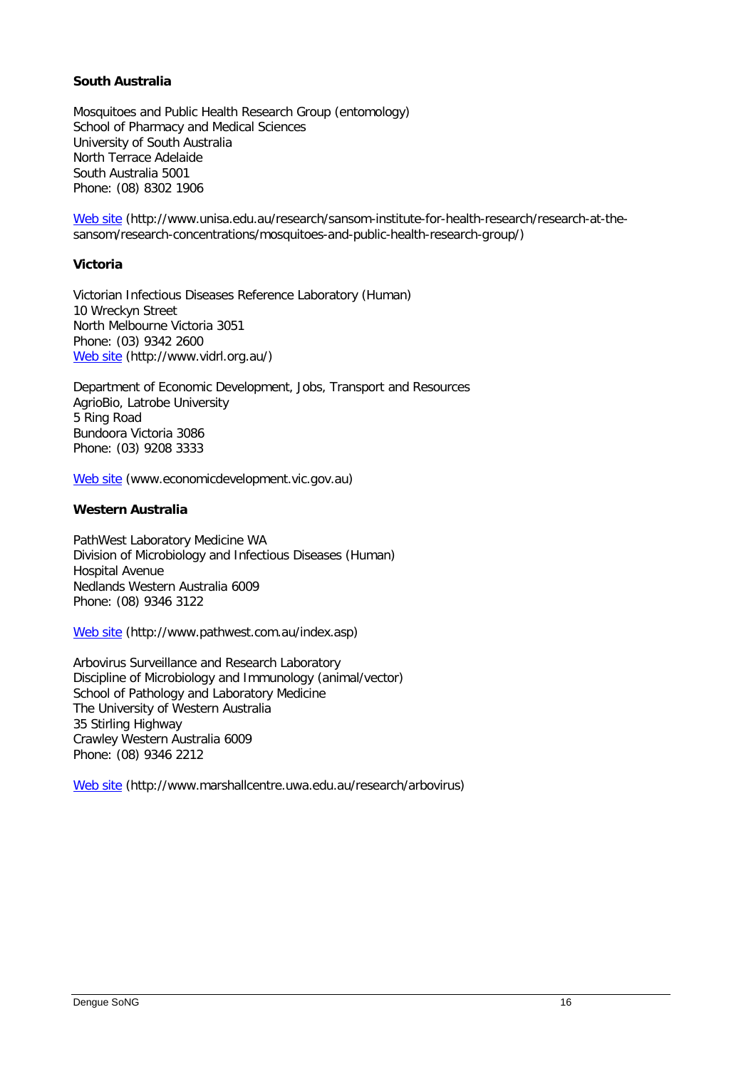### South Australia

Mosquitoes and Public Health Research Group (entomology)
School of Pharmacy and Medical Sciences
University of South Australia
North Terrace Adelaide
South Australia 5001
Phone: (08) 8302 1906

Web site (http://www.unisa.edu.au/research/sansom-institute-for-health-research/research-at-the-sansom/research-concentrations/mosquitoes-and-public-health-research-group/)

### Victoria

Victorian Infectious Diseases Reference Laboratory (Human)
10 Wreckyn Street
North Melbourne Victoria 3051
Phone: (03) 9342 2600
Web site (http://www.vidrl.org.au/)

Department of Economic Development, Jobs, Transport and Resources
AgrioBio, Latrobe University
5 Ring Road
Bundoora Victoria 3086
Phone: (03) 9208 3333

Web site (www.economicdevelopment.vic.gov.au)

### Western Australia

PathWest Laboratory Medicine WA
Division of Microbiology and Infectious Diseases (Human)
Hospital Avenue
Nedlands Western Australia 6009
Phone: (08) 9346 3122

Web site (http://www.pathwest.com.au/index.asp)

Arbovirus Surveillance and Research Laboratory
Discipline of Microbiology and Immunology (animal/vector)
School of Pathology and Laboratory Medicine
The University of Western Australia
35 Stirling Highway
Crawley Western Australia 6009
Phone: (08) 9346 2212

Web site (http://www.marshallcentre.uwa.edu.au/research/arbovirus)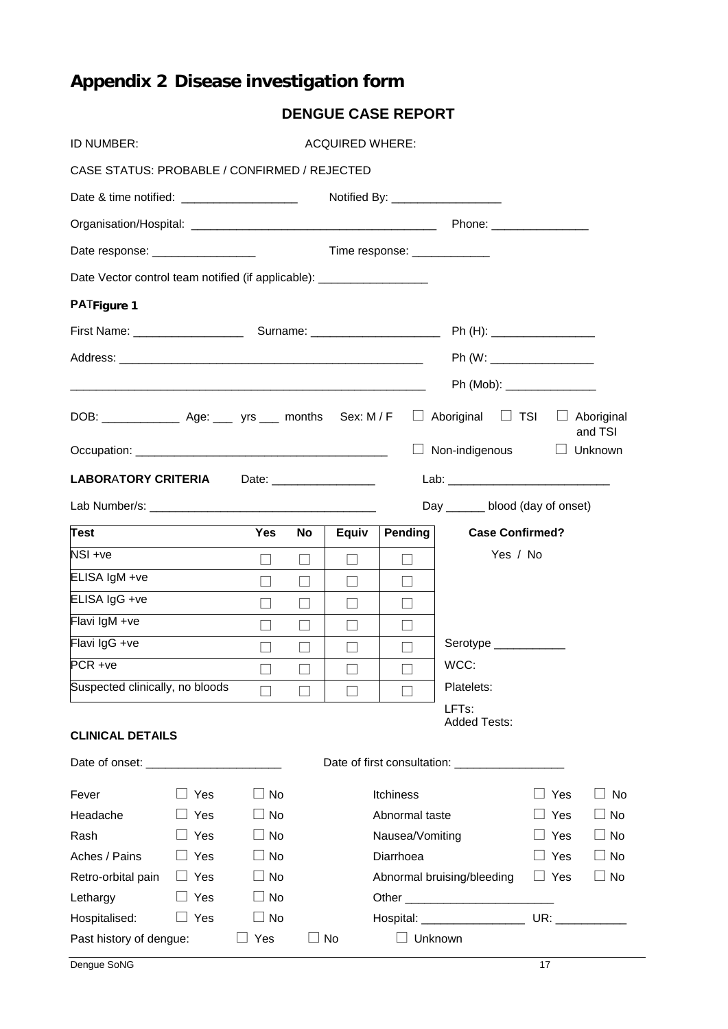# Appendix 2 Disease investigation form

## DENGUE CASE REPORT

ID NUMBER: ACQUIRED WHERE:

CASE STATUS: PROBABLE / CONFIRMED / REJECTED

Date & time notified: ___________________ Notified By: _________________

Organisation/Hospital: ______________________________________ Phone: _______________

Date response: ________________ Time response: ____________

Date Vector control team notified (if applicable): _________________

**PATFigure 1**

First Name: _________________ Surname: ____________________ Ph (H): ________________

Address: ________________________________________________ Ph (W: ________________

_______________________________________________________ Ph (Mob): ______________

DOB: ____________ Age: ___ yrs ___ months Sex: M / F ☐ Aboriginal ☐ TSI ☐ Aboriginal and TSI

Occupation: ________________________________________ ☐ Non-indigenous ☐ Unknown

**LABORATORY CRITERIA** Date: ________________ Lab: _________________________

Lab Numbers/s: ___________________________________ Day ______ blood (day of onset)

| Test | Yes | No | Equiv | Pending | Case Confirmed? |
|---|---|---|---|---|---|
| NSI +ve | ☐ | ☐ | ☐ | ☐ | Yes / No |
| ELISA IgM +ve | ☐ | ☐ | ☐ | ☐ | |
| ELISA IgG +ve | ☐ | ☐ | ☐ | ☐ | |
| Flavi IgM +ve | ☐ | ☐ | ☐ | ☐ | |
| Flavi IgG +ve | ☐ | ☐ | ☐ | ☐ | Serotype ___________ |
| PCR +ve | ☐ | ☐ | ☐ | ☐ | WCC: |
| Suspected clinically, no bloods | ☐ | ☐ | ☐ | ☐ | Platelets: |

LFTs:
Added Tests:

**CLINICAL DETAILS**

Date of onset: _____________________ Date of first consultation: _________________

| | | | | | |
|---|---|---|---|---|---|
| Fever | ☐ Yes | ☐ No | Itchiness | ☐ Yes | ☐ No |
| Headache | ☐ Yes | ☐ No | Abnormal taste | ☐ Yes | ☐ No |
| Rash | ☐ Yes | ☐ No | Nausea/Vomiting | ☐ Yes | ☐ No |
| Aches / Pains | ☐ Yes | ☐ No | Diarrhoea | ☐ Yes | ☐ No |
| Retro-orbital pain | ☐ Yes | ☐ No | Abnormal bruising/bleeding | ☐ Yes | ☐ No |
| Lethargy | ☐ Yes | ☐ No | Other ________________________ | | |
| Hospitalised: | ☐ Yes | ☐ No | Hospital: ________________ | UR: ___________ | |

Past history of dengue: ☐ Yes ☐ No ☐ Unknown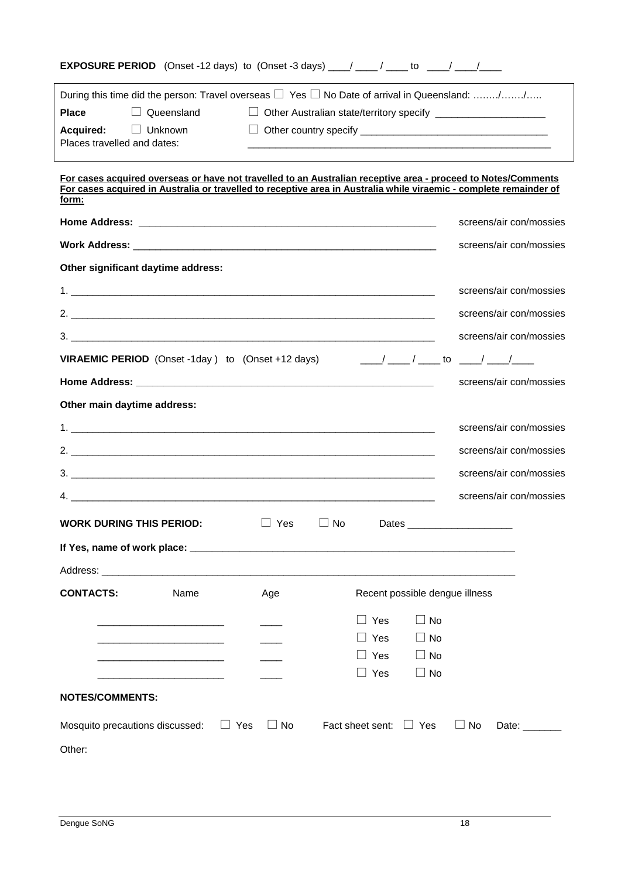**EXPOSURE PERIOD** (Onset -12 days) to (Onset -3 days) ____/ ____ / ____ to ____/ ____/____

During this time did the person: Travel overseas ☐ Yes ☐ No Date of arrival in Queensland: ……../……./…..

**Place** ☐ Queensland ☐ Other Australian state/territory specify ____________________

**Acquired:** ☐ Unknown ☐ Other country specify ________________________________

Places travelled and dates: ______________________________________________________

**For cases acquired overseas or have not travelled to an Australian receptive area - proceed to Notes/Comments**
**For cases acquired in Australia or travelled to receptive area in Australia while viraemic - complete remainder of form:**

**Home Address:** ______________________________________________________ screens/air con/mossies

**Work Address:** ______________________________________________________ screens/air con/mossies

**Other significant daytime address:**

1. ______________________________________________________ screens/air con/mossies

2. ______________________________________________________ screens/air con/mossies

3. ______________________________________________________ screens/air con/mossies

**VIRAEMIC PERIOD** (Onset -1day ) to (Onset +12 days) ____/ ____ / ____ to ____/ ____/____

**Home Address:** ______________________________________________________ screens/air con/mossies

**Other main daytime address:**

1. ______________________________________________________ screens/air con/mossies

2. ______________________________________________________ screens/air con/mossies

3. ______________________________________________________ screens/air con/mossies

4. ______________________________________________________ screens/air con/mossies

**WORK DURING THIS PERIOD:** ☐ Yes ☐ No Dates ___________________

**If Yes, name of work place:** ______________________________________________________

Address: ______________________________________________________

| **CONTACTS:** Name | Age | Recent possible dengue illness |
|---|---|---|
| ______________________ | ____ | ☐ Yes ☐ No |
| ______________________ | ____ | ☐ Yes ☐ No |
| ______________________ | ____ | ☐ Yes ☐ No |
| ______________________ | ____ | ☐ Yes ☐ No |

**NOTES/COMMENTS:**

Mosquito precautions discussed: ☐ Yes ☐ No Fact sheet sent: ☐ Yes ☐ No Date: _______

Other: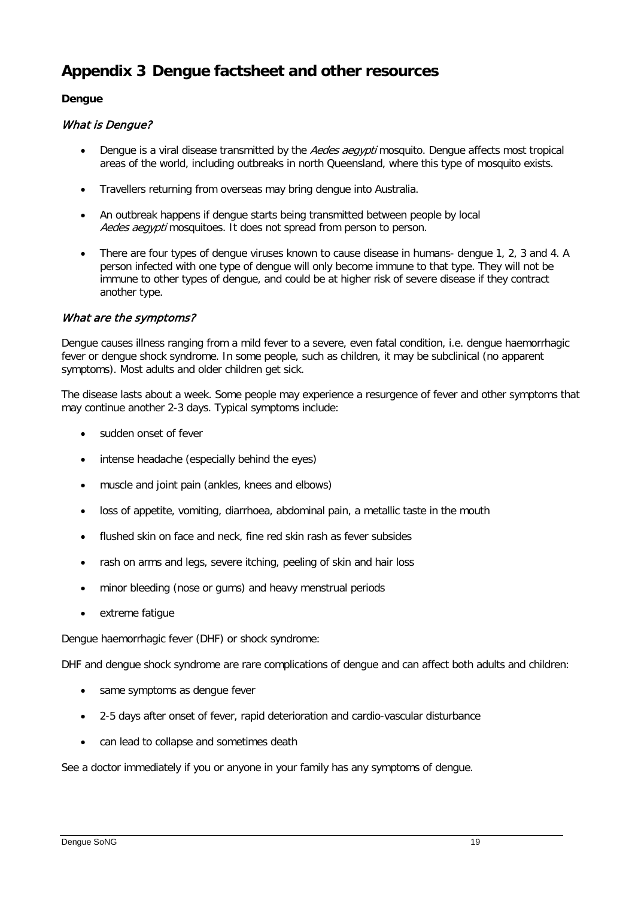# Appendix 3 Dengue factsheet and other resources

**Dengue**

### *What is Dengue?*

- Dengue is a viral disease transmitted by the *Aedes aegypti* mosquito. Dengue affects most tropical areas of the world, including outbreaks in north Queensland, where this type of mosquito exists.
- Travellers returning from overseas may bring dengue into Australia.
- An outbreak happens if dengue starts being transmitted between people by local *Aedes aegypti* mosquitoes. It does not spread from person to person.
- There are four types of dengue viruses known to cause disease in humans- dengue 1, 2, 3 and 4. A person infected with one type of dengue will only become immune to that type. They will not be immune to other types of dengue, and could be at higher risk of severe disease if they contract another type.

### *What are the symptoms?*

Dengue causes illness ranging from a mild fever to a severe, even fatal condition, i.e. dengue haemorrhagic fever or dengue shock syndrome. In some people, such as children, it may be subclinical (no apparent symptoms). Most adults and older children get sick.

The disease lasts about a week. Some people may experience a resurgence of fever and other symptoms that may continue another 2-3 days. Typical symptoms include:

- sudden onset of fever
- intense headache (especially behind the eyes)
- muscle and joint pain (ankles, knees and elbows)
- loss of appetite, vomiting, diarrhoea, abdominal pain, a metallic taste in the mouth
- flushed skin on face and neck, fine red skin rash as fever subsides
- rash on arms and legs, severe itching, peeling of skin and hair loss
- minor bleeding (nose or gums) and heavy menstrual periods
- extreme fatigue

Dengue haemorrhagic fever (DHF) or shock syndrome:

DHF and dengue shock syndrome are rare complications of dengue and can affect both adults and children:

- same symptoms as dengue fever
- 2-5 days after onset of fever, rapid deterioration and cardio-vascular disturbance
- can lead to collapse and sometimes death

See a doctor immediately if you or anyone in your family has any symptoms of dengue.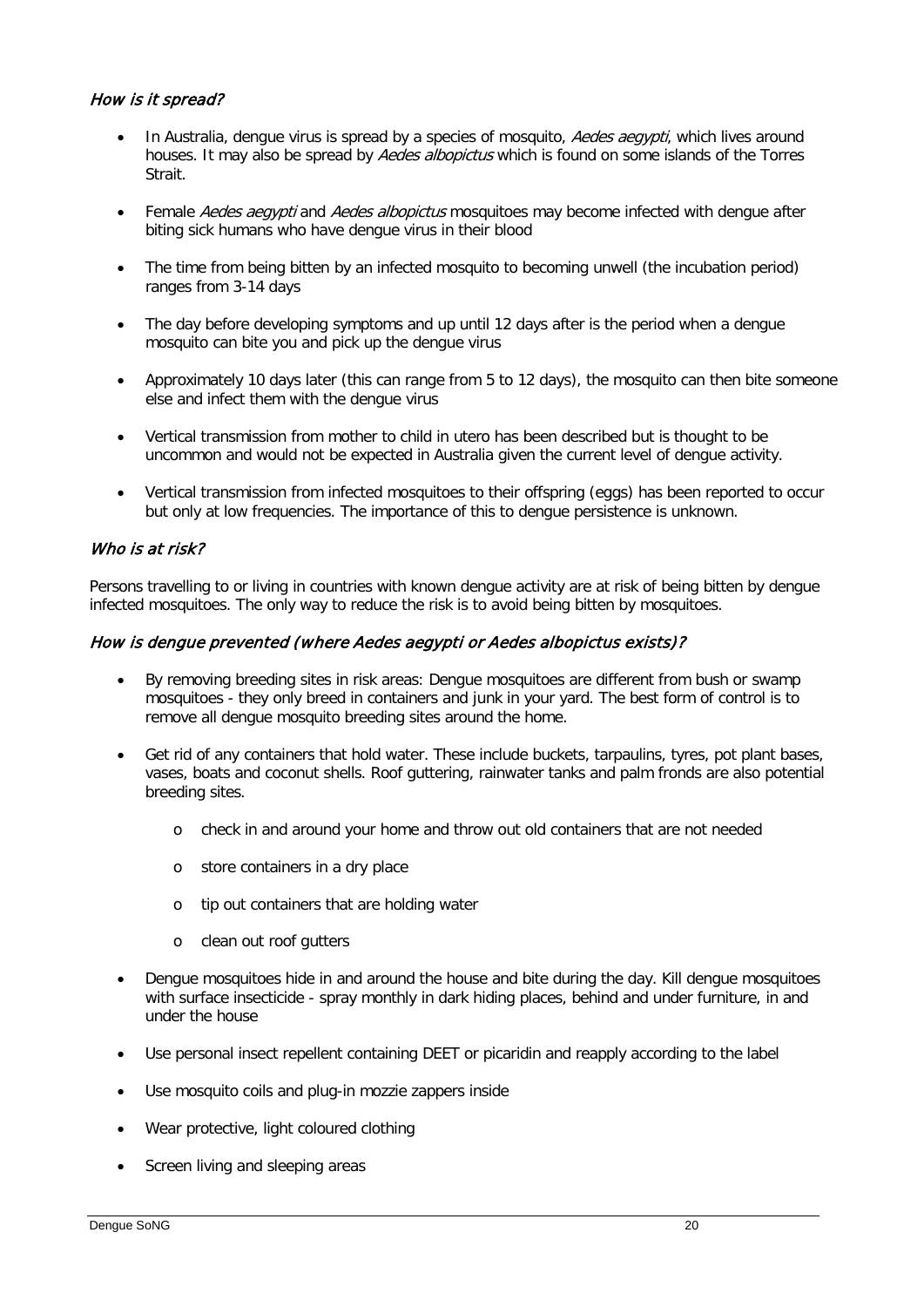### *How is it spread?*

- In Australia, dengue virus is spread by a species of mosquito, *Aedes aegypti*, which lives around houses. It may also be spread by *Aedes albopictus* which is found on some islands of the Torres Strait.
- Female *Aedes aegypti* and *Aedes albopictus* mosquitoes may become infected with dengue after biting sick humans who have dengue virus in their blood
- The time from being bitten by an infected mosquito to becoming unwell (the incubation period) ranges from 3-14 days
- The day before developing symptoms and up until 12 days after is the period when a dengue mosquito can bite you and pick up the dengue virus
- Approximately 10 days later (this can range from 5 to 12 days), the mosquito can then bite someone else and infect them with the dengue virus
- Vertical transmission from mother to child in utero has been described but is thought to be uncommon and would not be expected in Australia given the current level of dengue activity.
- Vertical transmission from infected mosquitoes to their offspring (eggs) has been reported to occur but only at low frequencies. The importance of this to dengue persistence is unknown.

### *Who is at risk?*

Persons travelling to or living in countries with known dengue activity are at risk of being bitten by dengue infected mosquitoes. The only way to reduce the risk is to avoid being bitten by mosquitoes.

### *How is dengue prevented (where Aedes aegypti or Aedes albopictus exists)?*

- By removing breeding sites in risk areas: Dengue mosquitoes are different from bush or swamp mosquitoes - they only breed in containers and junk in your yard. The best form of control is to remove all dengue mosquito breeding sites around the home.
- Get rid of any containers that hold water. These include buckets, tarpaulins, tyres, pot plant bases, vases, boats and coconut shells. Roof guttering, rainwater tanks and palm fronds are also potential breeding sites.
    - check in and around your home and throw out old containers that are not needed
    - store containers in a dry place
    - tip out containers that are holding water
    - clean out roof gutters
- Dengue mosquitoes hide in and around the house and bite during the day. Kill dengue mosquitoes with surface insecticide - spray monthly in dark hiding places, behind and under furniture, in and under the house
- Use personal insect repellent containing DEET or picaridin and reapply according to the label
- Use mosquito coils and plug-in mozzie zappers inside
- Wear protective, light coloured clothing
- Screen living and sleeping areas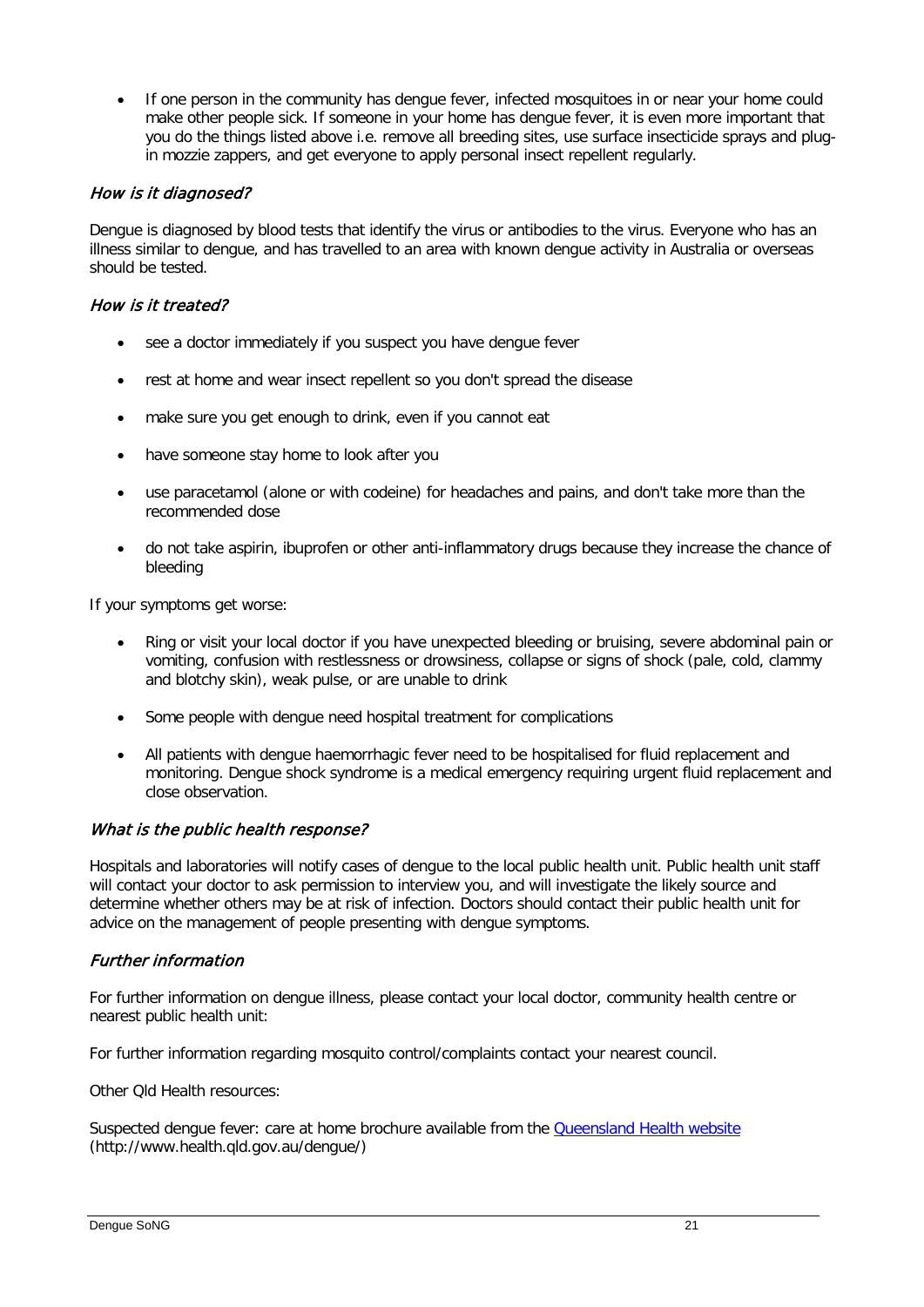- If one person in the community has dengue fever, infected mosquitoes in or near your home could make other people sick. If someone in your home has dengue fever, it is even more important that you do the things listed above i.e. remove all breeding sites, use surface insecticide sprays and plug-in mozzie zappers, and get everyone to apply personal insect repellent regularly.

### *How is it diagnosed?*

Dengue is diagnosed by blood tests that identify the virus or antibodies to the virus. Everyone who has an illness similar to dengue, and has travelled to an area with known dengue activity in Australia or overseas should be tested.

### *How is it treated?*

- see a doctor immediately if you suspect you have dengue fever
- rest at home and wear insect repellent so you don't spread the disease
- make sure you get enough to drink, even if you cannot eat
- have someone stay home to look after you
- use paracetamol (alone or with codeine) for headaches and pains, and don't take more than the recommended dose
- do not take aspirin, ibuprofen or other anti-inflammatory drugs because they increase the chance of bleeding

If your symptoms get worse:

- Ring or visit your local doctor if you have unexpected bleeding or bruising, severe abdominal pain or vomiting, confusion with restlessness or drowsiness, collapse or signs of shock (pale, cold, clammy and blotchy skin), weak pulse, or are unable to drink
- Some people with dengue need hospital treatment for complications
- All patients with dengue haemorrhagic fever need to be hospitalised for fluid replacement and monitoring. Dengue shock syndrome is a medical emergency requiring urgent fluid replacement and close observation.

### *What is the public health response?*

Hospitals and laboratories will notify cases of dengue to the local public health unit. Public health unit staff will contact your doctor to ask permission to interview you, and will investigate the likely source and determine whether others may be at risk of infection. Doctors should contact their public health unit for advice on the management of people presenting with dengue symptoms.

### *Further information*

For further information on dengue illness, please contact your local doctor, community health centre or nearest public health unit:

For further information regarding mosquito control/complaints contact your nearest council.

Other Qld Health resources:

Suspected dengue fever: care at home brochure available from the [Queensland Health website](http://www.health.qld.gov.au/dengue/) (http://www.health.qld.gov.au/dengue/)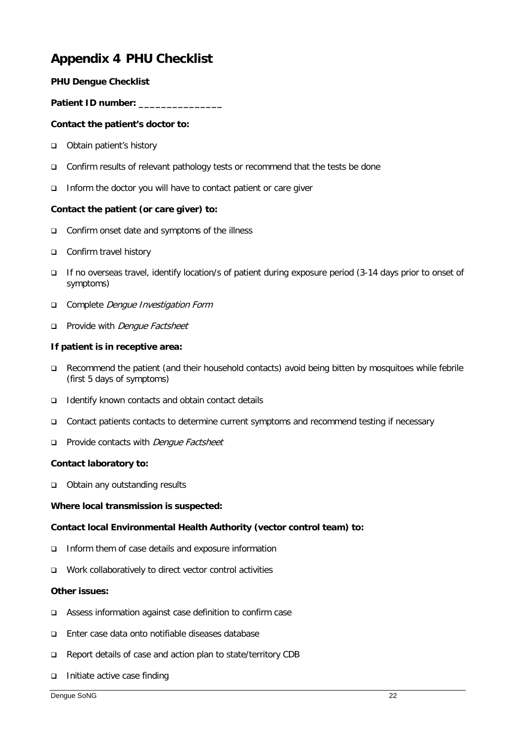# Appendix 4 PHU Checklist

**PHU Dengue Checklist**

**Patient ID number: _______________**

**Contact the patient's doctor to:**

- ❑ Obtain patient's history
- ❑ Confirm results of relevant pathology tests or recommend that the tests be done
- ❑ Inform the doctor you will have to contact patient or care giver

**Contact the patient (or care giver) to:**

- ❑ Confirm onset date and symptoms of the illness
- ❑ Confirm travel history
- ❑ If no overseas travel, identify location/s of patient during exposure period (3-14 days prior to onset of symptoms)
- ❑ Complete *Dengue Investigation Form*
- ❑ Provide with *Dengue Factsheet*

**If patient is in receptive area:**

- ❑ Recommend the patient (and their household contacts) avoid being bitten by mosquitoes while febrile (first 5 days of symptoms)
- ❑ Identify known contacts and obtain contact details
- ❑ Contact patients contacts to determine current symptoms and recommend testing if necessary
- ❑ Provide contacts with *Dengue Factsheet*

**Contact laboratory to:**

- ❑ Obtain any outstanding results

**Where local transmission is suspected:**

**Contact local Environmental Health Authority (vector control team) to:**

- ❑ Inform them of case details and exposure information
- ❑ Work collaboratively to direct vector control activities

**Other issues:**

- ❑ Assess information against case definition to confirm case
- ❑ Enter case data onto notifiable diseases database
- ❑ Report details of case and action plan to state/territory CDB
- ❑ Initiate active case finding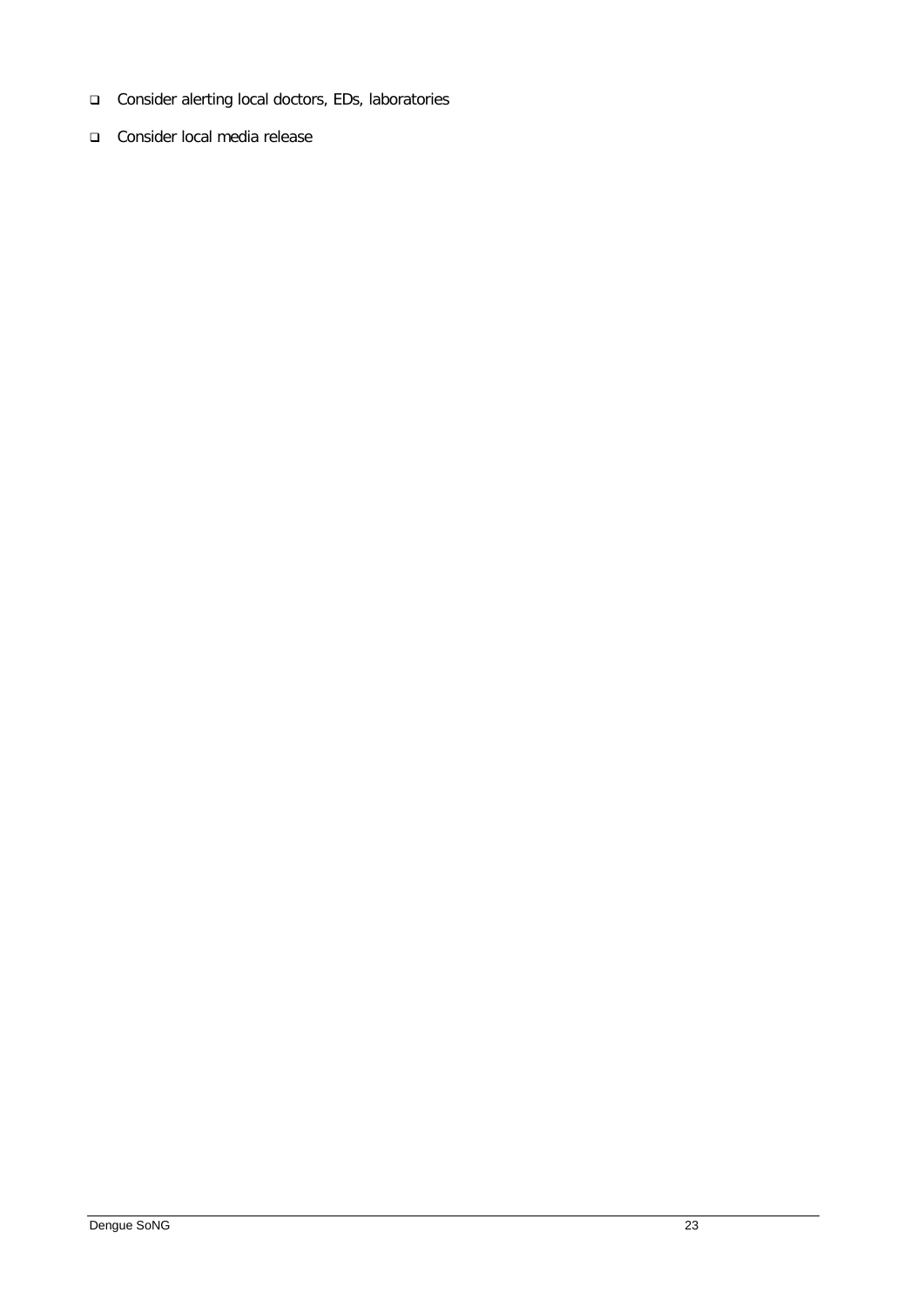- ❑ Consider alerting local doctors, EDs, laboratories
- ❑ Consider local media release